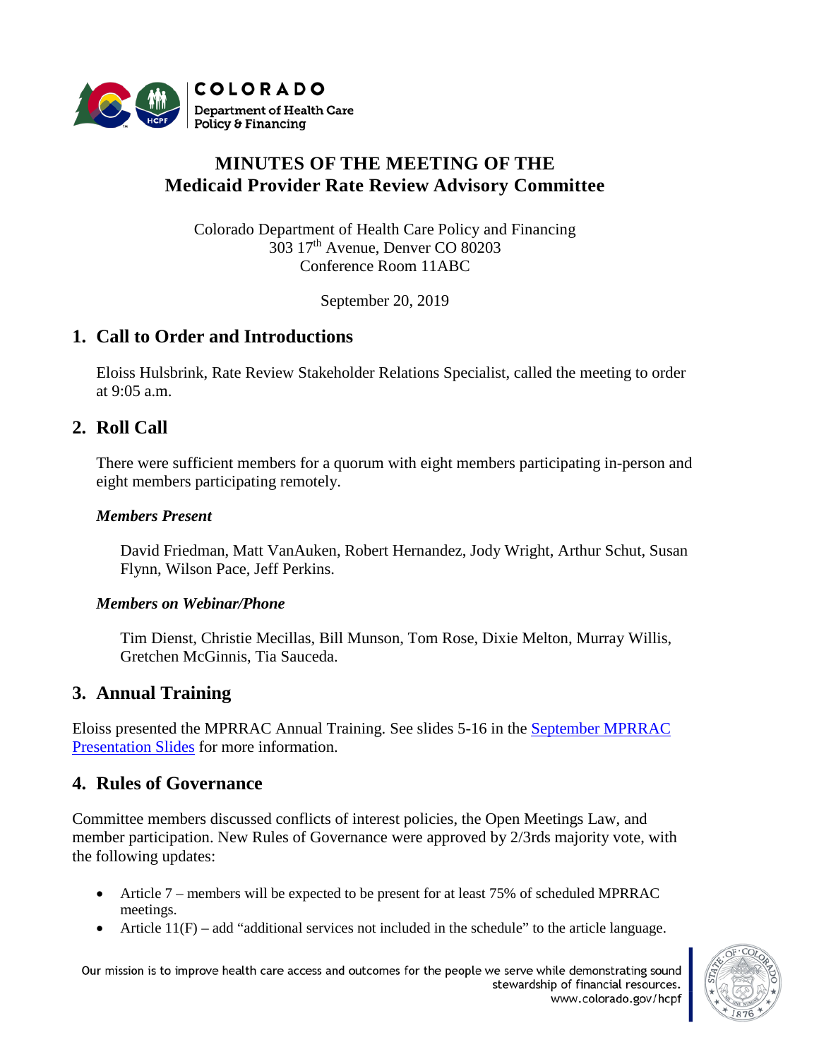# MINUTES OF THE MEETING OF THE Medicaid Provider Rate Review Advisory Committee

Colorado Department of Health Care Policy and Financing
303 17th Avenue, Denver CO 80203
Conference Room 11ABC

September 20, 2019

## 1. Call to Order and Introductions

Eloiss Hulsbrink, Rate Review Stakeholder Relations Specialist, called the meeting to order at 9:05 a.m.

## 2. Roll Call

There were sufficient members for a quorum with eight members participating in-person and eight members participating remotely.

### *Members Present*

David Friedman, Matt VanAuken, Robert Hernandez, Jody Wright, Arthur Schut, Susan Flynn, Wilson Pace, Jeff Perkins.

### *Members on Webinar/Phone*

Tim Dienst, Christie Mecillas, Bill Munson, Tom Rose, Dixie Melton, Murray Willis, Gretchen McGinnis, Tia Sauceda.

## 3. Annual Training

Eloiss presented the MPRRAC Annual Training. See slides 5-16 in the September MPRRAC Presentation Slides for more information.

## 4. Rules of Governance

Committee members discussed conflicts of interest policies, the Open Meetings Law, and member participation. New Rules of Governance were approved by 2/3rds majority vote, with the following updates:

- Article 7 – members will be expected to be present for at least 75% of scheduled MPRRAC meetings.
- Article 11(F) – add "additional services not included in the schedule" to the article language.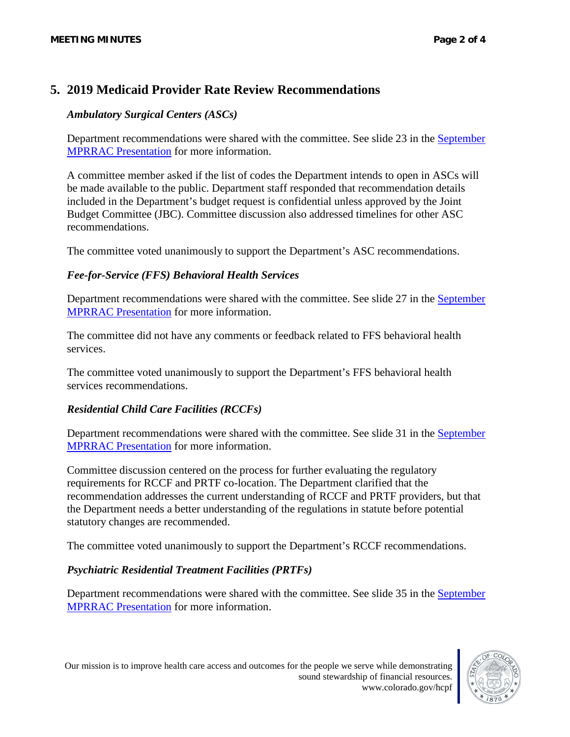## 5. 2019 Medicaid Provider Rate Review Recommendations

### *Ambulatory Surgical Centers (ASCs)*

Department recommendations were shared with the committee. See slide 23 in the September MPRRAC Presentation for more information.

A committee member asked if the list of codes the Department intends to open in ASCs will be made available to the public. Department staff responded that recommendation details included in the Department's budget request is confidential unless approved by the Joint Budget Committee (JBC). Committee discussion also addressed timelines for other ASC recommendations.

The committee voted unanimously to support the Department's ASC recommendations.

### *Fee-for-Service (FFS) Behavioral Health Services*

Department recommendations were shared with the committee. See slide 27 in the September MPRRAC Presentation for more information.

The committee did not have any comments or feedback related to FFS behavioral health services.

The committee voted unanimously to support the Department's FFS behavioral health services recommendations.

### *Residential Child Care Facilities (RCCFs)*

Department recommendations were shared with the committee. See slide 31 in the September MPRRAC Presentation for more information.

Committee discussion centered on the process for further evaluating the regulatory requirements for RCCF and PRTF co-location. The Department clarified that the recommendation addresses the current understanding of RCCF and PRTF providers, but that the Department needs a better understanding of the regulations in statute before potential statutory changes are recommended.

The committee voted unanimously to support the Department's RCCF recommendations.

### *Psychiatric Residential Treatment Facilities (PRTFs)*

Department recommendations were shared with the committee. See slide 35 in the September MPRRAC Presentation for more information.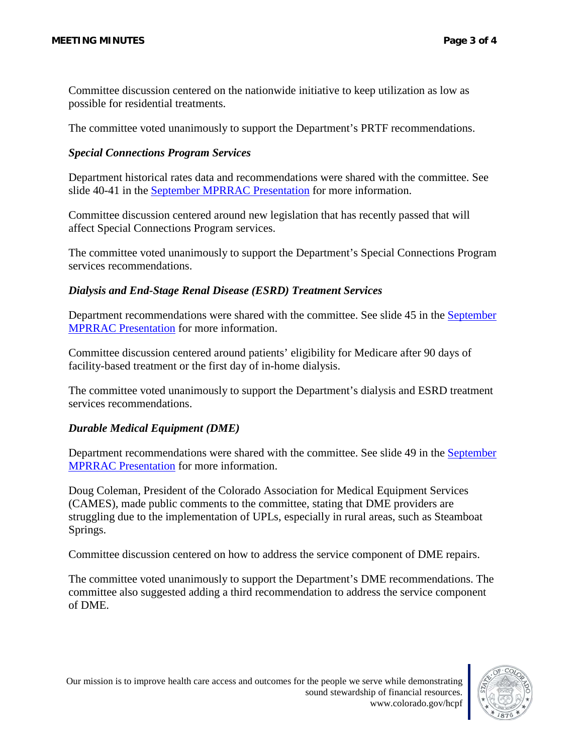Committee discussion centered on the nationwide initiative to keep utilization as low as possible for residential treatments.

The committee voted unanimously to support the Department's PRTF recommendations.

### *Special Connections Program Services*

Department historical rates data and recommendations were shared with the committee. See slide 40-41 in the September MPRRAC Presentation for more information.

Committee discussion centered around new legislation that has recently passed that will affect Special Connections Program services.

The committee voted unanimously to support the Department's Special Connections Program services recommendations.

### *Dialysis and End-Stage Renal Disease (ESRD) Treatment Services*

Department recommendations were shared with the committee. See slide 45 in the September MPRRAC Presentation for more information.

Committee discussion centered around patients' eligibility for Medicare after 90 days of facility-based treatment or the first day of in-home dialysis.

The committee voted unanimously to support the Department's dialysis and ESRD treatment services recommendations.

### *Durable Medical Equipment (DME)*

Department recommendations were shared with the committee. See slide 49 in the September MPRRAC Presentation for more information.

Doug Coleman, President of the Colorado Association for Medical Equipment Services (CAMES), made public comments to the committee, stating that DME providers are struggling due to the implementation of UPLs, especially in rural areas, such as Steamboat Springs.

Committee discussion centered on how to address the service component of DME repairs.

The committee voted unanimously to support the Department's DME recommendations. The committee also suggested adding a third recommendation to address the service component of DME.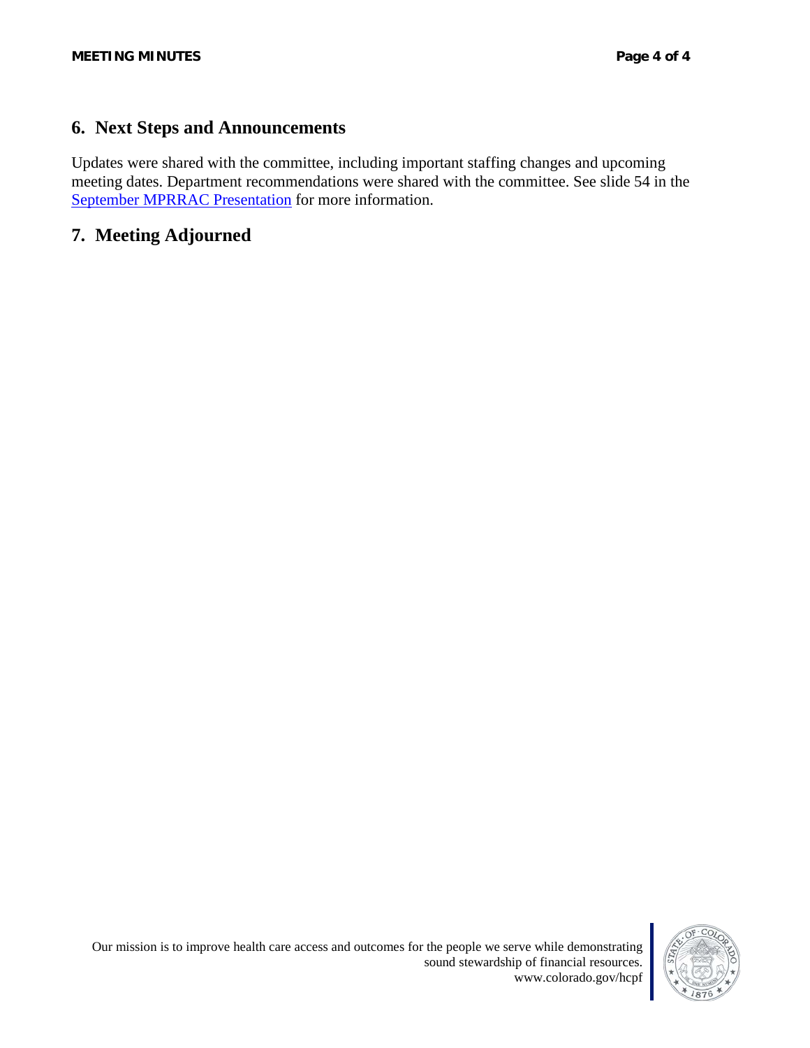## 6. Next Steps and Announcements

Updates were shared with the committee, including important staffing changes and upcoming meeting dates. Department recommendations were shared with the committee. See slide 54 in the [September MPRRAC Presentation] for more information.

## 7. Meeting Adjourned